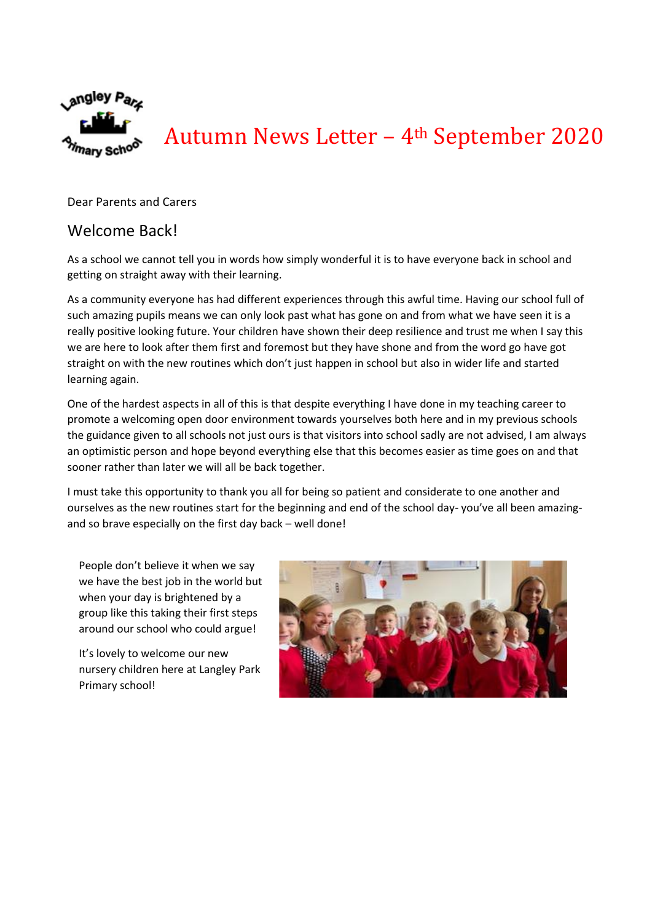# Autumn News Letter – 4th September 2020

Dear Parents and Carers

## Welcome Back!

As a school we cannot tell you in words how simply wonderful it is to have everyone back in school and getting on straight away with their learning.

As a community everyone has had different experiences through this awful time. Having our school full of such amazing pupils means we can only look past what has gone on and from what we have seen it is a really positive looking future. Your children have shown their deep resilience and trust me when I say this we are here to look after them first and foremost but they have shone and from the word go have got straight on with the new routines which don't just happen in school but also in wider life and started learning again.

One of the hardest aspects in all of this is that despite everything I have done in my teaching career to promote a welcoming open door environment towards yourselves both here and in my previous schools the guidance given to all schools not just ours is that visitors into school sadly are not advised, I am always an optimistic person and hope beyond everything else that this becomes easier as time goes on and that sooner rather than later we will all be back together.

I must take this opportunity to thank you all for being so patient and considerate to one another and ourselves as the new routines start for the beginning and end of the school day- you've all been amazing- and so brave especially on the first day back – well done!

People don't believe it when we say we have the best job in the world but when your day is brightened by a group like this taking their first steps around our school who could argue!

It's lovely to welcome our new nursery children here at Langley Park Primary school!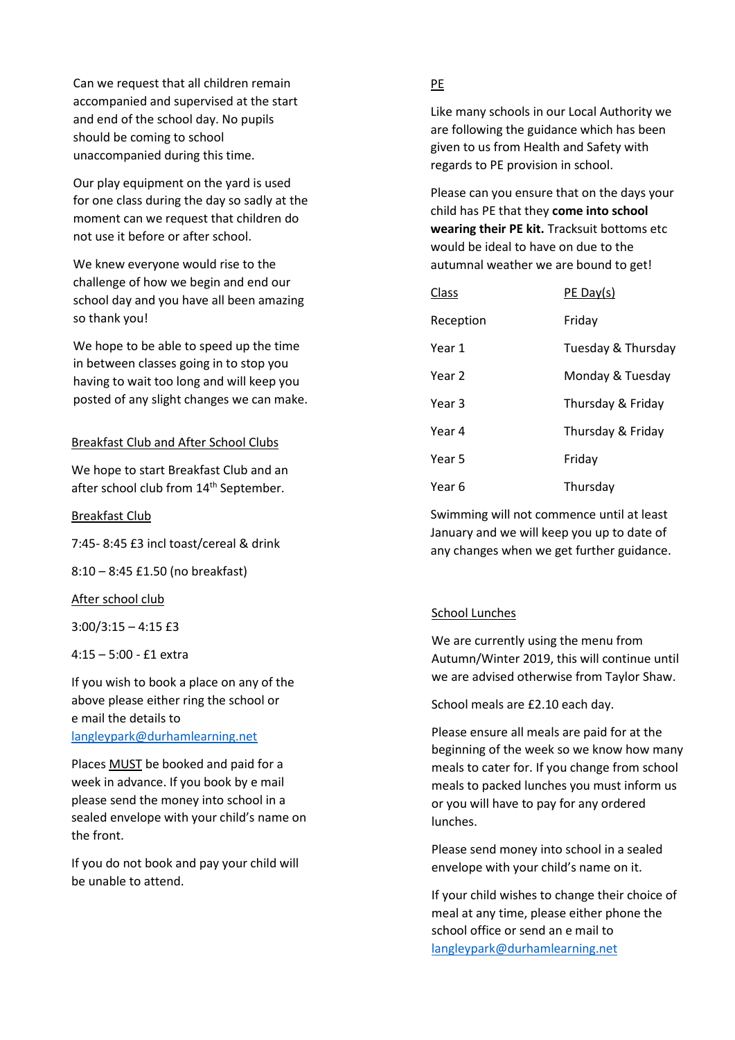Can we request that all children remain accompanied and supervised at the start and end of the school day. No pupils should be coming to school unaccompanied during this time.

Our play equipment on the yard is used for one class during the day so sadly at the moment can we request that children do not use it before or after school.

We knew everyone would rise to the challenge of how we begin and end our school day and you have all been amazing so thank you!

We hope to be able to speed up the time in between classes going in to stop you having to wait too long and will keep you posted of any slight changes we can make.

## Breakfast Club and After School Clubs

We hope to start Breakfast Club and an after school club from 14th September.

### Breakfast Club

7:45- 8:45 £3 incl toast/cereal & drink

8:10 – 8:45 £1.50 (no breakfast)

### After school club

3:00/3:15 – 4:15 £3

4:15 – 5:00 - £1 extra

If you wish to book a place on any of the above please either ring the school or e mail the details to langleypark@durhamlearning.net

Places MUST be booked and paid for a week in advance. If you book by e mail please send the money into school in a sealed envelope with your child's name on the front.

If you do not book and pay your child will be unable to attend.

## PE

Like many schools in our Local Authority we are following the guidance which has been given to us from Health and Safety with regards to PE provision in school.

Please can you ensure that on the days your child has PE that they **come into school wearing their PE kit.** Tracksuit bottoms etc would be ideal to have on due to the autumnal weather we are bound to get!

| Class | PE Day(s) |
|---|---|
| Reception | Friday |
| Year 1 | Tuesday & Thursday |
| Year 2 | Monday & Tuesday |
| Year 3 | Thursday & Friday |
| Year 4 | Thursday & Friday |
| Year 5 | Friday |
| Year 6 | Thursday |

Swimming will not commence until at least January and we will keep you up to date of any changes when we get further guidance.

## School Lunches

We are currently using the menu from Autumn/Winter 2019, this will continue until we are advised otherwise from Taylor Shaw.

School meals are £2.10 each day.

Please ensure all meals are paid for at the beginning of the week so we know how many meals to cater for. If you change from school meals to packed lunches you must inform us or you will have to pay for any ordered lunches.

Please send money into school in a sealed envelope with your child's name on it.

If your child wishes to change their choice of meal at any time, please either phone the school office or send an e mail to langleypark@durhamlearning.net